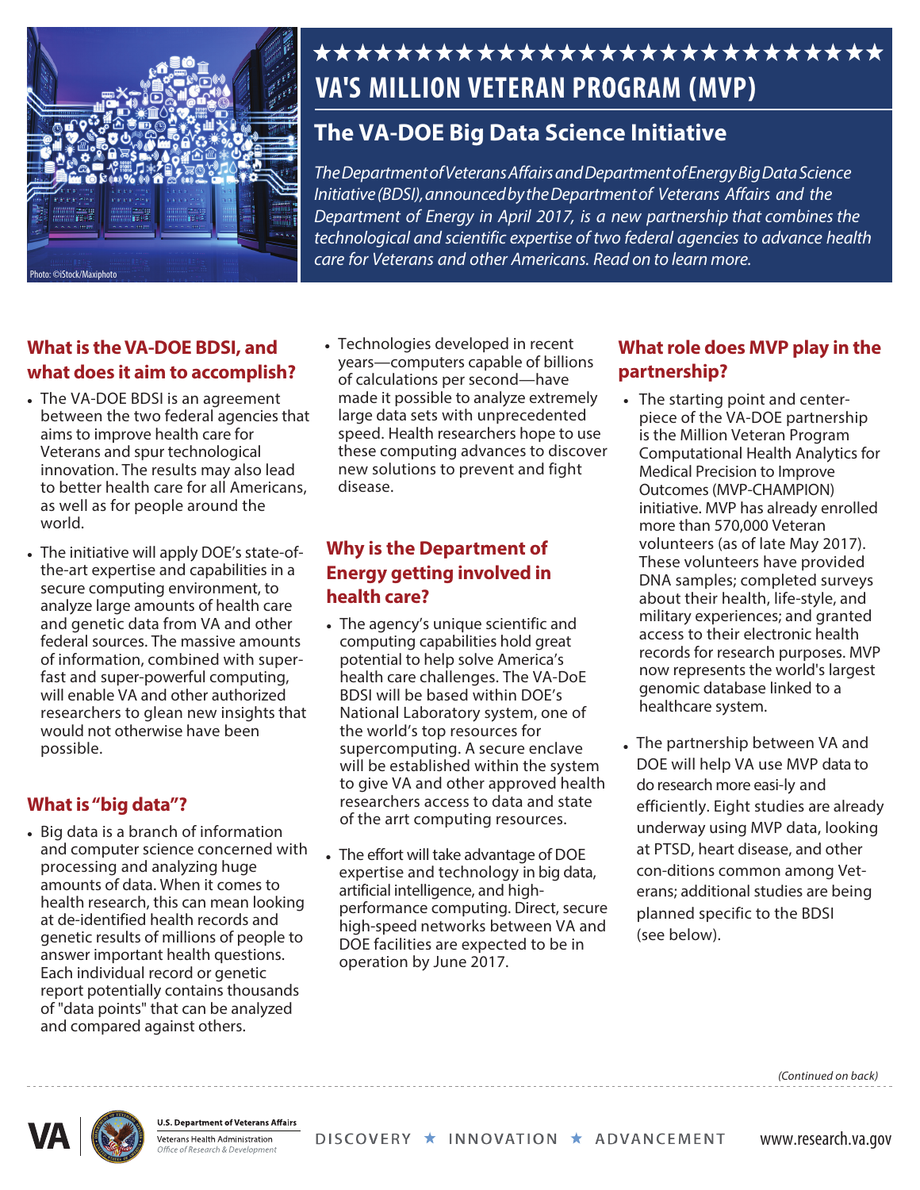# VA'S MILLION VETERAN PROGRAM (MVP)

## The VA-DOE Big Data Science Initiative

*The Department of Veterans Affairs and Department of Energy Big Data Science Initiative (BDSI), announced by the Department of Veterans Affairs and the Department of Energy in April 2017, is a new partnership that combines the technological and scientific expertise of two federal agencies to advance health care for Veterans and other Americans. Read on to learn more.*

Photo: ©iStock/Maxiphoto

### What is the VA-DOE BDSI, and what does it aim to accomplish?

- The VA-DOE BDSI is an agreement between the two federal agencies that aims to improve health care for Veterans and spur technological innovation. The results may also lead to better health care for all Americans, as well as for people around the world.
- The initiative will apply DOE's state-of-the-art expertise and capabilities in a secure computing environment, to analyze large amounts of health care and genetic data from VA and other federal sources. The massive amounts of information, combined with super-fast and super-powerful computing, will enable VA and other authorized researchers to glean new insights that would not otherwise have been possible.

### What is "big data"?

- Big data is a branch of information and computer science concerned with processing and analyzing huge amounts of data. When it comes to health research, this can mean looking at de-identified health records and genetic results of millions of people to answer important health questions. Each individual record or genetic report potentially contains thousands of "data points" that can be analyzed and compared against others.
- Technologies developed in recent years—computers capable of billions of calculations per second—have made it possible to analyze extremely large data sets with unprecedented speed. Health researchers hope to use these computing advances to discover new solutions to prevent and fight disease.

### Why is the Department of Energy getting involved in health care?

- The agency's unique scientific and computing capabilities hold great potential to help solve America's health care challenges. The VA-DoE BDSI will be based within DOE's National Laboratory system, one of the world's top resources for supercomputing. A secure enclave will be established within the system to give VA and other approved health researchers access to data and state of the arrt computing resources.
- The effort will take advantage of DOE expertise and technology in big data, artificial intelligence, and high-performance computing. Direct, secure high-speed networks between VA and DOE facilities are expected to be in operation by June 2017.

### What role does MVP play in the partnership?

- The starting point and center-piece of the VA-DOE partnership is the Million Veteran Program Computational Health Analytics for Medical Precision to Improve Outcomes (MVP-CHAMPION) initiative. MVP has already enrolled more than 570,000 Veteran volunteers (as of late May 2017). These volunteers have provided DNA samples; completed surveys about their health, life-style, and military experiences; and granted access to their electronic health records for research purposes. MVP now represents the world's largest genomic database linked to a healthcare system.
- The partnership between VA and DOE will help VA use MVP data to do research more easi-ly and efficiently. Eight studies are already underway using MVP data, looking at PTSD, heart disease, and other con-ditions common among Vet-erans; additional studies are being planned specific to the BDSI (see below).

*(Continued on back)*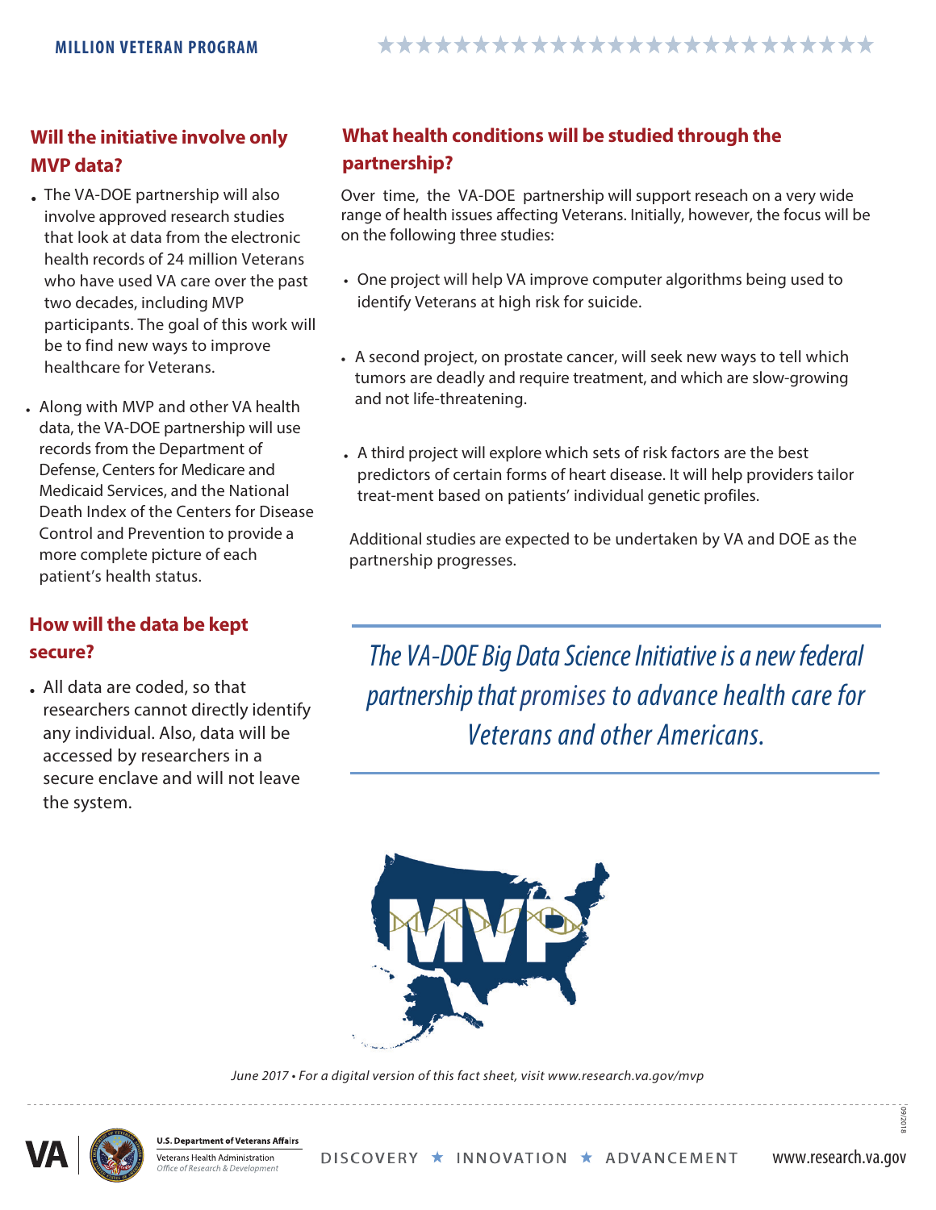## Will the initiative involve only MVP data?

- The VA-DOE partnership will also involve approved research studies that look at data from the electronic health records of 24 million Veterans who have used VA care over the past two decades, including MVP participants. The goal of this work will be to find new ways to improve healthcare for Veterans.
- Along with MVP and other VA health data, the VA-DOE partnership will use records from the Department of Defense, Centers for Medicare and Medicaid Services, and the National Death Index of the Centers for Disease Control and Prevention to provide a more complete picture of each patient's health status.

## How will the data be kept secure?

- All data are coded, so that researchers cannot directly identify any individual. Also, data will be accessed by researchers in a secure enclave and will not leave the system.

## What health conditions will be studied through the partnership?

Over time, the VA-DOE partnership will support reseach on a very wide range of health issues affecting Veterans. Initially, however, the focus will be on the following three studies:

- One project will help VA improve computer algorithms being used to identify Veterans at high risk for suicide.
- A second project, on prostate cancer, will seek new ways to tell which tumors are deadly and require treatment, and which are slow-growing and not life-threatening.
- A third project will explore which sets of risk factors are the best predictors of certain forms of heart disease. It will help providers tailor treat-ment based on patients' individual genetic profiles.

Additional studies are expected to be undertaken by VA and DOE as the partnership progresses.

*The VA-DOE Big Data Science Initiative is a new federal partnership that promises to advance health care for Veterans and other Americans.*

*June 2017 • For a digital version of this fact sheet, visit www.research.va.gov/mvp*

U.S. Department of Veterans Affairs
Veterans Health Administration
*Office of Research & Development*

DISCOVERY ★ INNOVATION ★ ADVANCEMENT

www.research.va.gov